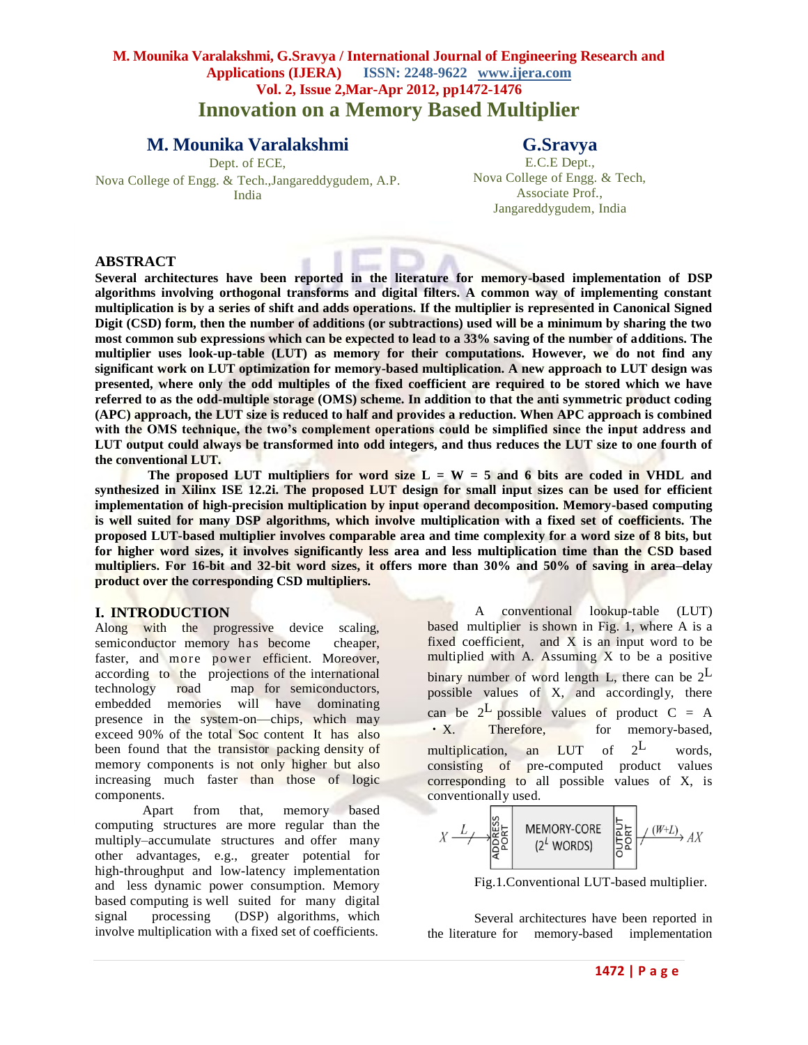# Innovation on a Memory Based Multiplier

**M. Mounika Varalakshmi**
Dept. of ECE,
Nova College of Engg. & Tech.,Jangareddygudem, A.P. India

**G.Sravya**
E.C.E Dept.,
Nova College of Engg. & Tech,
Associate Prof.,
Jangareddygudem, India

## ABSTRACT

**Several architectures have been reported in the literature for memory-based implementation of DSP algorithms involving orthogonal transforms and digital filters. A common way of implementing constant multiplication is by a series of shift and adds operations. If the multiplier is represented in Canonical Signed Digit (CSD) form, then the number of additions (or subtractions) used will be a minimum by sharing the two most common sub expressions which can be expected to lead to a 33% saving of the number of additions. The multiplier uses look-up-table (LUT) as memory for their computations. However, we do not find any significant work on LUT optimization for memory-based multiplication. A new approach to LUT design was presented, where only the odd multiples of the fixed coefficient are required to be stored which we have referred to as the odd-multiple storage (OMS) scheme. In addition to that the anti symmetric product coding (APC) approach, the LUT size is reduced to half and provides a reduction. When APC approach is combined with the OMS technique, the two's complement operations could be simplified since the input address and LUT output could always be transformed into odd integers, and thus reduces the LUT size to one fourth of the conventional LUT.**

**The proposed LUT multipliers for word size L = W = 5 and 6 bits are coded in VHDL and synthesized in Xilinx ISE 12.2i. The proposed LUT design for small input sizes can be used for efficient implementation of high-precision multiplication by input operand decomposition. Memory-based computing is well suited for many DSP algorithms, which involve multiplication with a fixed set of coefficients. The proposed LUT-based multiplier involves comparable area and time complexity for a word size of 8 bits, but for higher word sizes, it involves significantly less area and less multiplication time than the CSD based multipliers. For 16-bit and 32-bit word sizes, it offers more than 30% and 50% of saving in area–delay product over the corresponding CSD multipliers.**

## I. INTRODUCTION

Along with the progressive device scaling, semiconductor memory has become cheaper, faster, and more power efficient. Moreover, according to the projections of the international technology road map for semiconductors, embedded memories will have dominating presence in the system-on—chips, which may exceed 90% of the total Soc content It has also been found that the transistor packing density of memory components is not only higher but also increasing much faster than those of logic components.

Apart from that, memory based computing structures are more regular than the multiply–accumulate structures and offer many other advantages, e.g., greater potential for high-throughput and low-latency implementation and less dynamic power consumption. Memory based computing is well suited for many digital signal processing (DSP) algorithms, which involve multiplication with a fixed set of coefficients.

A conventional lookup-table (LUT) based multiplier is shown in Fig. 1, where A is a fixed coefficient, and X is an input word to be multiplied with A. Assuming X to be a positive binary number of word length L, there can be $2^L$ possible values of X, and accordingly, there can be $2^L$ possible values of product C = A · X. Therefore, for memory-based, multiplication, an LUT of $2^L$ words, consisting of pre-computed product values corresponding to all possible values of X, is conventionally used.

$X \xrightarrow{L}$ ADDRESS PORT | MEMORY-CORE ($2^L$ WORDS) | OUTPUT PORT $\xrightarrow{(W+L)} AX$

Fig.1.Conventional LUT-based multiplier.

Several architectures have been reported in the literature for memory-based implementation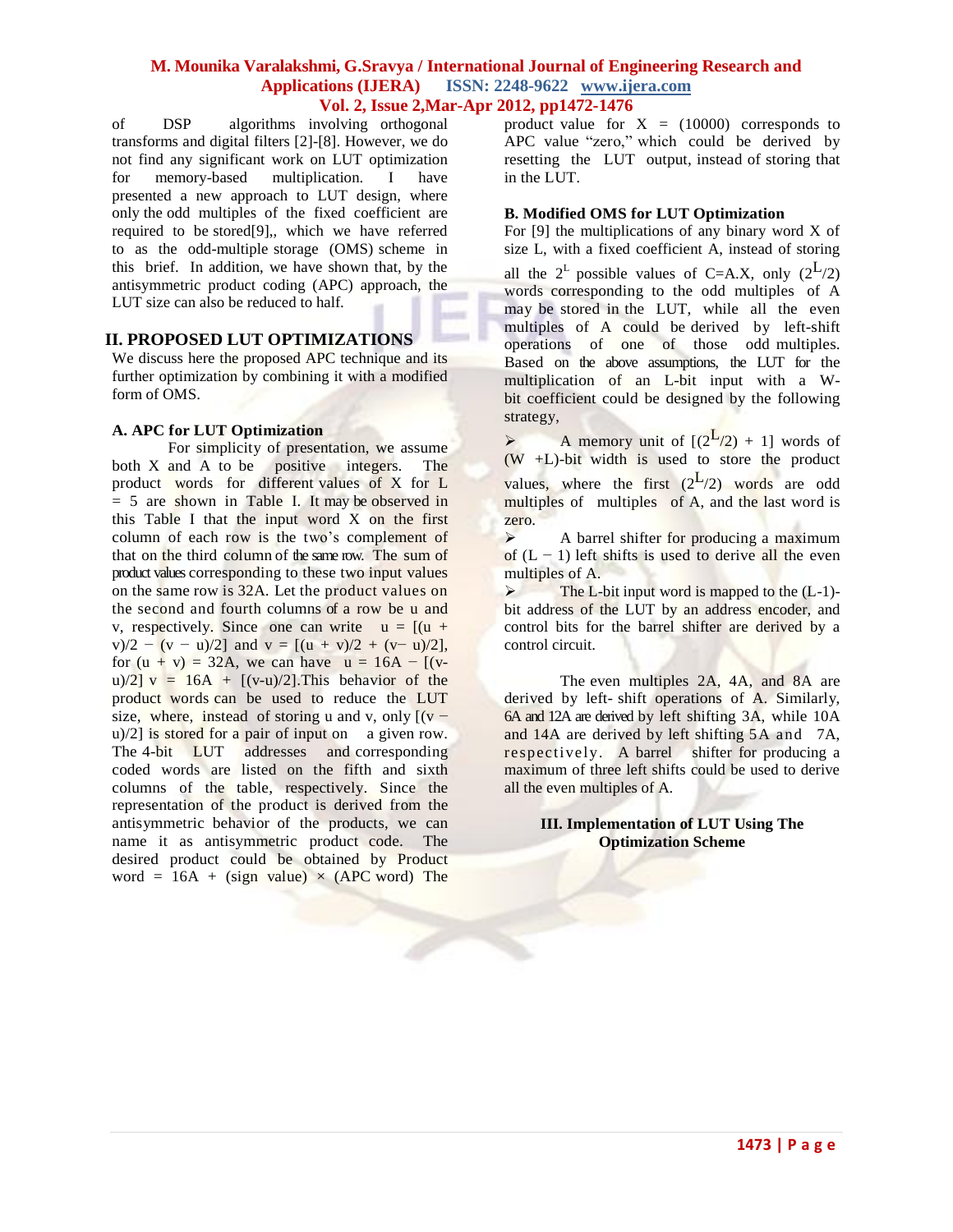of DSP algorithms involving orthogonal transforms and digital filters [2]-[8]. However, we do not find any significant work on LUT optimization for memory-based multiplication. I have presented a new approach to LUT design, where only the odd multiples of the fixed coefficient are required to be stored[9],, which we have referred to as the odd-multiple storage (OMS) scheme in this brief. In addition, we have shown that, by the antisymmetric product coding (APC) approach, the LUT size can also be reduced to half.

## II. PROPOSED LUT OPTIMIZATIONS

We discuss here the proposed APC technique and its further optimization by combining it with a modified form of OMS.

### A. APC for LUT Optimization

For simplicity of presentation, we assume both X and A to be positive integers. The product words for different values of X for L = 5 are shown in Table I. It may be observed in this Table I that the input word X on the first column of each row is the two's complement of that on the third column of the same row. The sum of product values corresponding to these two input values on the same row is 32A. Let the product values on the second and fourth columns of a row be u and v, respectively. Since one can write $u = [(u + v)/2 - (v - u)/2]$ and $v = [(u + v)/2 + (v - u)/2]$, for $(u + v) = 32A$, we can have $u = 16A - [(v-u)/2]$ $v = 16A + [(v-u)/2]$.This behavior of the product words can be used to reduce the LUT size, where, instead of storing u and v, only $[(v - u)/2]$ is stored for a pair of input on a given row. The 4-bit LUT addresses and corresponding coded words are listed on the fifth and sixth columns of the table, respectively. Since the representation of the product is derived from the antisymmetric behavior of the products, we can name it as antisymmetric product code. The desired product could be obtained by Product word = 16A + (sign value) × (APC word) The product value for X = (10000) corresponds to APC value "zero," which could be derived by resetting the LUT output, instead of storing that in the LUT.

### B. Modified OMS for LUT Optimization

For [9] the multiplications of any binary word X of size L, with a fixed coefficient A, instead of storing all the $2^L$ possible values of C=A.X, only $(2^L/2)$ words corresponding to the odd multiples of A may be stored in the LUT, while all the even multiples of A could be derived by left-shift operations of one of those odd multiples. Based on the above assumptions, the LUT for the multiplication of an L-bit input with a W-bit coefficient could be designed by the following strategy,

- A memory unit of $[(2^L/2) + 1]$ words of (W +L)-bit width is used to store the product values, where the first $(2^L/2)$ words are odd multiples of multiples of A, and the last word is zero.
- A barrel shifter for producing a maximum of $(L - 1)$ left shifts is used to derive all the even multiples of A.
- The L-bit input word is mapped to the (L-1)-bit address of the LUT by an address encoder, and control bits for the barrel shifter are derived by a control circuit.

The even multiples 2A, 4A, and 8A are derived by left- shift operations of A. Similarly, 6A and 12A are derived by left shifting 3A, while 10A and 14A are derived by left shifting 5A and 7A, respectively. A barrel shifter for producing a maximum of three left shifts could be used to derive all the even multiples of A.

## III. Implementation of LUT Using The Optimization Scheme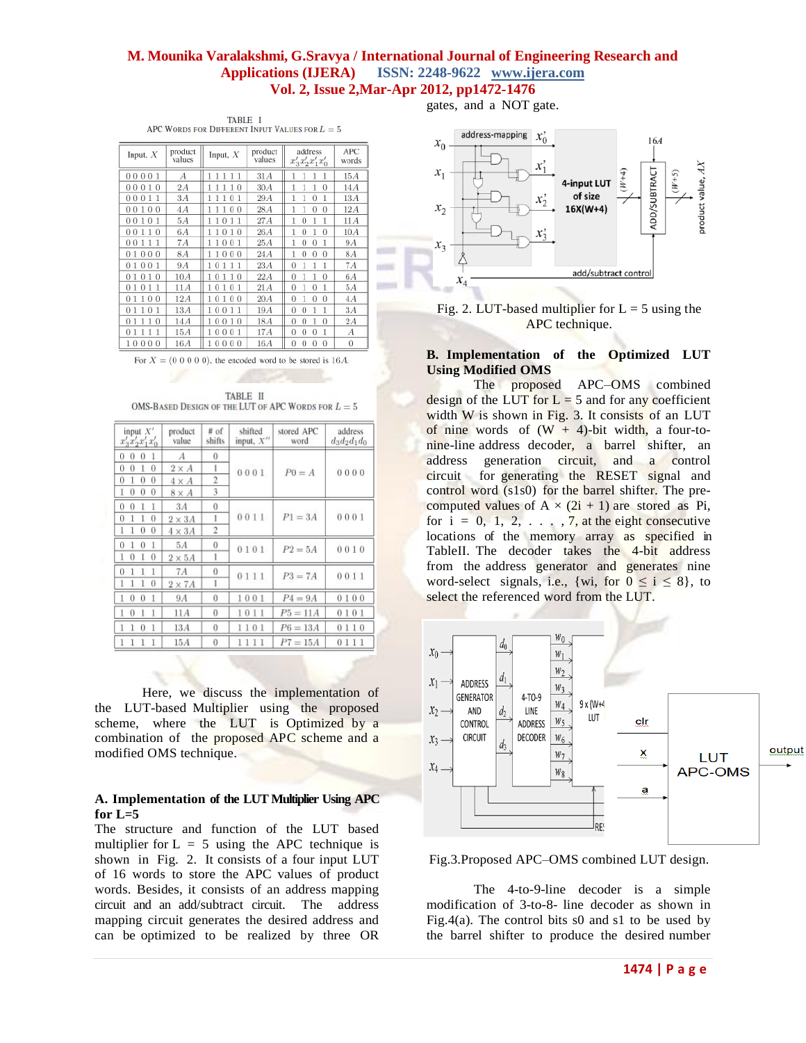TABLE I

APC WORDS FOR DIFFERENT INPUT VALUES FOR $L = 5$

| Input, $X$ | product values | Input, $X$ | product values | address $x_3'x_2'x_1'x_0'$ | APC words |
|---|---|---|---|---|---|
| 0 0 0 0 1 | $A$ | 1 1 1 1 1 | $31A$ | 1 1 1 1 | $15A$ |
| 0 0 0 1 0 | $2A$ | 1 1 1 1 0 | $30A$ | 1 1 1 0 | $14A$ |
| 0 0 0 1 1 | $3A$ | 1 1 1 0 1 | $29A$ | 1 1 0 1 | $13A$ |
| 0 0 1 0 0 | $4A$ | 1 1 1 0 0 | $28A$ | 1 1 0 0 | $12A$ |
| 0 0 1 0 1 | $5A$ | 1 1 0 1 1 | $27A$ | 1 0 1 1 | $11A$ |
| 0 0 1 1 0 | $6A$ | 1 1 0 1 0 | $26A$ | 1 0 1 0 | $10A$ |
| 0 0 1 1 1 | $7A$ | 1 1 0 0 1 | $25A$ | 1 0 0 1 | $9A$ |
| 0 1 0 0 0 | $8A$ | 1 1 0 0 0 | $24A$ | 1 0 0 0 | $8A$ |
| 0 1 0 0 1 | $9A$ | 1 0 1 1 1 | $23A$ | 0 1 1 1 | $7A$ |
| 0 1 0 1 0 | $10A$ | 1 0 1 1 0 | $22A$ | 0 1 1 0 | $6A$ |
| 0 1 0 1 1 | $11A$ | 1 0 1 0 1 | $21A$ | 0 1 0 1 | $5A$ |
| 0 1 1 0 0 | $12A$ | 1 0 1 0 0 | $20A$ | 0 1 0 0 | $4A$ |
| 0 1 1 0 1 | $13A$ | 1 0 0 1 1 | $19A$ | 0 0 1 1 | $3A$ |
| 0 1 1 1 0 | $14A$ | 1 0 0 1 0 | $18A$ | 0 0 1 0 | $2A$ |
| 0 1 1 1 1 | $15A$ | 1 0 0 0 1 | $17A$ | 0 0 0 1 | $A$ |
| 1 0 0 0 0 | $16A$ | 1 0 0 0 0 | $16A$ | 0 0 0 0 | 0 |

For $X = (0\ 0\ 0\ 0\ 0)$, the encoded word to be stored is $16A$.

TABLE II

OMS-BASED DESIGN OF THE LUT OF APC WORDS FOR $L = 5$

| input $X'$ $x_3'x_2'x_1'x_0'$ | product value | # of shifts | shifted input, $X''$ | stored APC word | address $d_3d_2d_1d_0$ |
|---|---|---|---|---|---|
| 0 0 0 1 | $A$ | 0 | 0 0 0 1 | $P0 = A$ | 0 0 0 0 |
| 0 0 1 0 | $2 \times A$ | 1 | | | |
| 0 1 0 0 | $4 \times A$ | 2 | | | |
| 1 0 0 0 | $8 \times A$ | 3 | | | |
| 0 0 1 1 | $3A$ | 0 | 0 0 1 1 | $P1 = 3A$ | 0 0 0 1 |
| 0 1 1 0 | $2 \times 3A$ | 1 | | | |
| 1 1 0 0 | $4 \times 3A$ | 2 | | | |
| 0 1 0 1 | $5A$ | 0 | 0 1 0 1 | $P2 = 5A$ | 0 0 1 0 |
| 1 0 1 0 | $2 \times 5A$ | 1 | | | |
| 0 1 1 1 | $7A$ | 0 | 0 1 1 1 | $P3 = 7A$ | 0 0 1 1 |
| 1 1 1 0 | $2 \times 7A$ | 1 | | | |
| 1 0 0 1 | $9A$ | 0 | 1 0 0 1 | $P4 = 9A$ | 0 1 0 0 |
| 1 0 1 1 | $11A$ | 0 | 1 0 1 1 | $P5 = 11A$ | 0 1 0 1 |
| 1 1 0 1 | $13A$ | 0 | 1 1 0 1 | $P6 = 13A$ | 0 1 1 0 |
| 1 1 1 1 | $15A$ | 0 | 1 1 1 1 | $P7 = 15A$ | 0 1 1 1 |

Here, we discuss the implementation of the LUT-based Multiplier using the proposed scheme, where the LUT is Optimized by a combination of the proposed APC scheme and a modified OMS technique.

### A. Implementation of the LUT Multiplier Using APC for L=5

The structure and function of the LUT based multiplier for L = 5 using the APC technique is shown in Fig. 2. It consists of a four input LUT of 16 words to store the APC values of product words. Besides, it consists of an address mapping circuit and an add/subtract circuit. The address mapping circuit generates the desired address and can be optimized to be realized by three OR gates, and a NOT gate.

Fig. 2. LUT-based multiplier for L = 5 using the APC technique.

### B. Implementation of the Optimized LUT Using Modified OMS

The proposed APC–OMS combined design of the LUT for L = 5 and for any coefficient width W is shown in Fig. 3. It consists of an LUT of nine words of (W + 4)-bit width, a four-to-nine-line address decoder, a barrel shifter, an address generation circuit, and a control circuit for generating the RESET signal and control word (s1s0) for the barrel shifter. The pre-computed values of A × (2i + 1) are stored as Pi, for i = 0, 1, 2, . . . , 7, at the eight consecutive locations of the memory array as specified in TableII. The decoder takes the 4-bit address from the address generator and generates nine word-select signals, i.e., {wi, for 0 ≤ i ≤ 8}, to select the referenced word from the LUT.

Fig.3.Proposed APC–OMS combined LUT design.

The 4-to-9-line decoder is a simple modification of 3-to-8- line decoder as shown in Fig.4(a). The control bits s0 and s1 to be used by the barrel shifter to produce the desired number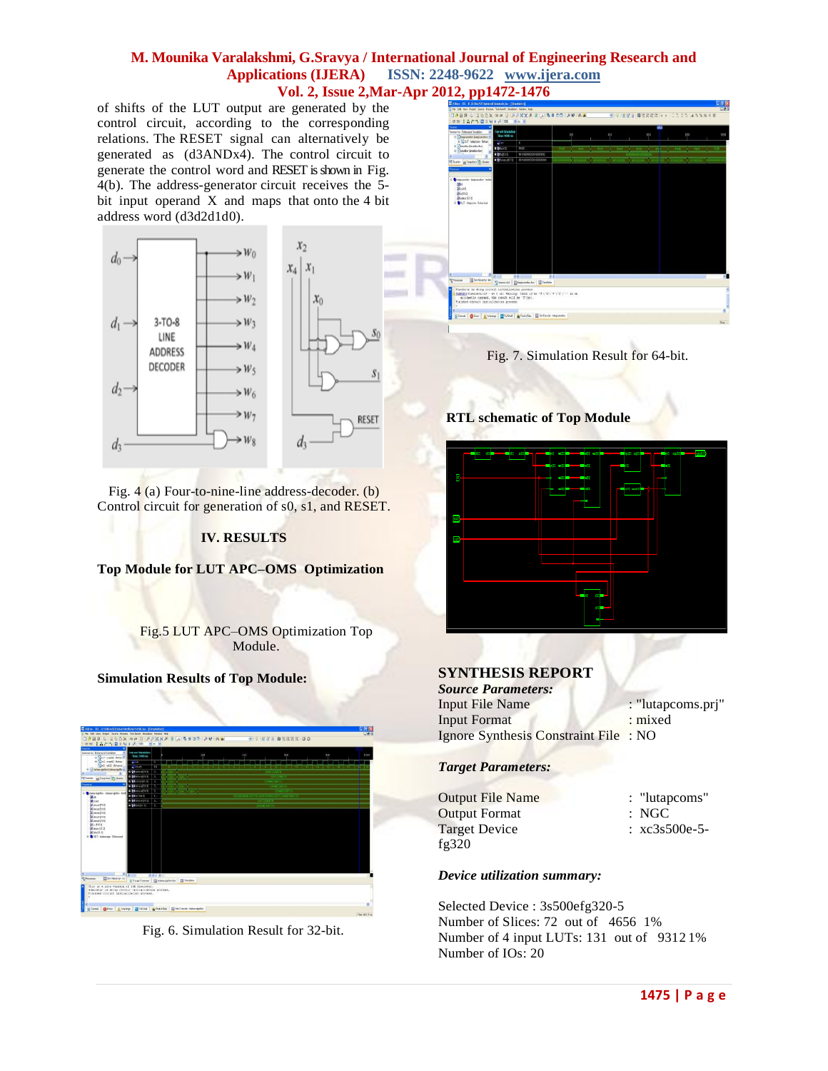of shifts of the LUT output are generated by the control circuit, according to the corresponding relations. The RESET signal can alternatively be generated as (d3ANDx4). The control circuit to generate the control word and RESET is shown in Fig. 4(b). The address-generator circuit receives the 5-bit input operand X and maps that onto the 4 bit address word (d3d2d1d0).

Fig. 4 (a) Four-to-nine-line address-decoder. (b) Control circuit for generation of s0, s1, and RESET.

## IV. RESULTS

### Top Module for LUT APC–OMS Optimization

Fig.5 LUT APC–OMS Optimization Top Module.

### Simulation Results of Top Module:

Fig. 6. Simulation Result for 32-bit.

Fig. 7. Simulation Result for 64-bit.

### RTL schematic of Top Module

## SYNTHESIS REPORT

*Source Parameters:*

| | |
|---|---|
| Input File Name | : "lutapcoms.prj" |
| Input Format | : mixed |
| Ignore Synthesis Constraint File | : NO |

*Target Parameters:*

| | |
|---|---|
| Output File Name | : "lutapcoms" |
| Output Format | : NGC |
| Target Device | : xc3s500e-5-fg320 |

*Device utilization summary:*

Selected Device : 3s500efg320-5
Number of Slices: 72 out of 4656 1%
Number of 4 input LUTs: 131 out of 9312 1%
Number of IOs: 20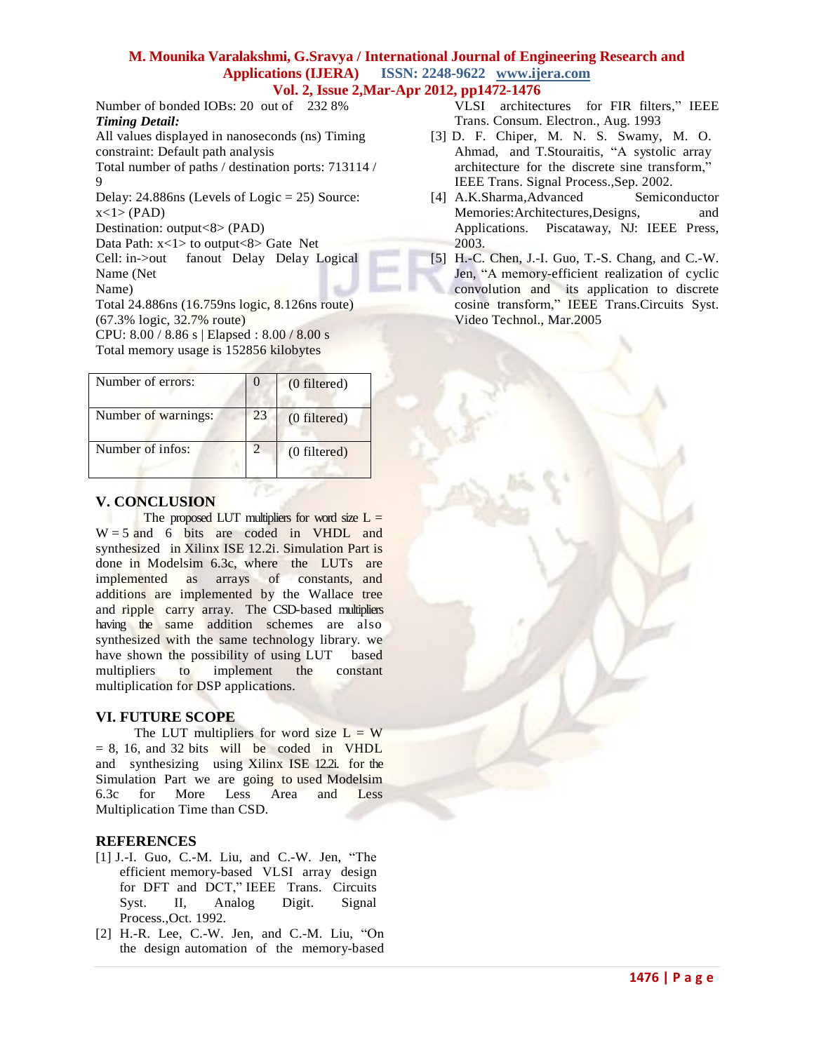Number of bonded IOBs: 20 out of 232 8%

***Timing Detail:***

All values displayed in nanoseconds (ns) Timing constraint: Default path analysis

Total number of paths / destination ports: 713114 / 9

Delay: 24.886ns (Levels of Logic = 25) Source: x<1> (PAD)

Destination: output<8> (PAD)

Data Path: x<1> to output<8> Gate Net

Cell: in->out fanout Delay Delay Logical Name (Net Name)

Total 24.886ns (16.759ns logic, 8.126ns route) (67.3% logic, 32.7% route)

CPU: 8.00 / 8.86 s | Elapsed : 8.00 / 8.00 s

Total memory usage is 152856 kilobytes

| | | |
|---|---|---|
| Number of errors: | 0 | (0 filtered) |
| Number of warnings: | 23 | (0 filtered) |
| Number of infos: | 2 | (0 filtered) |

## V. CONCLUSION

The proposed LUT multipliers for word size L = W = 5 and 6 bits are coded in VHDL and synthesized in Xilinx ISE 12.2i. Simulation Part is done in Modelsim 6.3c, where the LUTs are implemented as arrays of constants, and additions are implemented by the Wallace tree and ripple carry array. The CSD-based multipliers having the same addition schemes are also synthesized with the same technology library. we have shown the possibility of using LUT based multipliers to implement the constant multiplication for DSP applications.

## VI. FUTURE SCOPE

The LUT multipliers for word size L = W = 8, 16, and 32 bits will be coded in VHDL and synthesizing using Xilinx ISE 12.2i. for the Simulation Part we are going to used Modelsim 6.3c for More Less Area and Less Multiplication Time than CSD.

## REFERENCES

[1] J.-I. Guo, C.-M. Liu, and C.-W. Jen, "The efficient memory-based VLSI array design for DFT and DCT," IEEE Trans. Circuits Syst. II, Analog Digit. Signal Process.,Oct. 1992.

[2] H.-R. Lee, C.-W. Jen, and C.-M. Liu, "On the design automation of the memory-based VLSI architectures for FIR filters," IEEE Trans. Consum. Electron., Aug. 1993

[3] D. F. Chiper, M. N. S. Swamy, M. O. Ahmad, and T.Stouraitis, "A systolic array architecture for the discrete sine transform," IEEE Trans. Signal Process.,Sep. 2002.

[4] A.K.Sharma,Advanced Semiconductor Memories:Architectures,Designs, and Applications. Piscataway, NJ: IEEE Press, 2003.

[5] H.-C. Chen, J.-I. Guo, T.-S. Chang, and C.-W. Jen, "A memory-efficient realization of cyclic convolution and its application to discrete cosine transform," IEEE Trans.Circuits Syst. Video Technol., Mar.2005